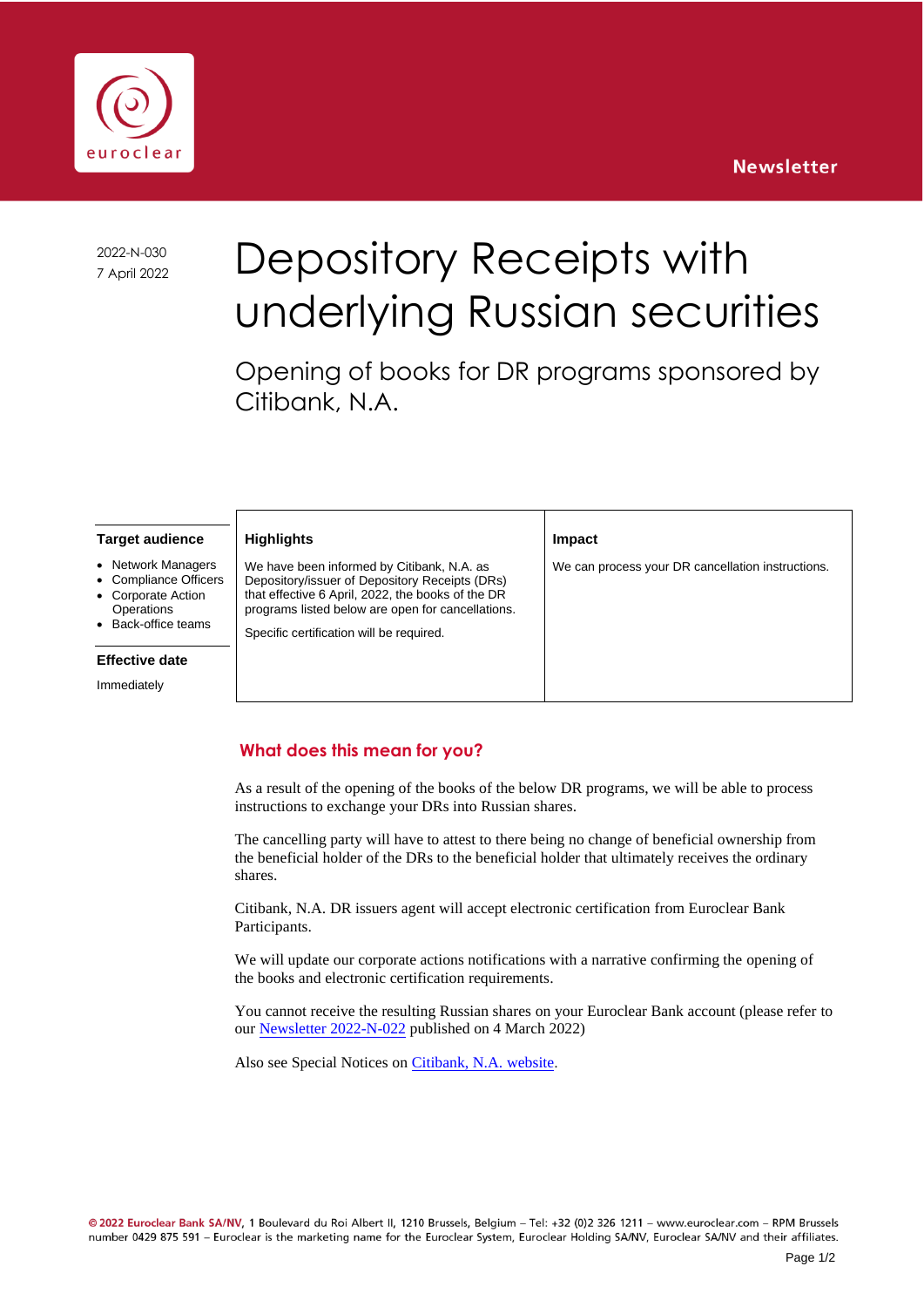Newsletter

2022-N-030
7 April 2022

# Depository Receipts with underlying Russian securities

## Opening of books for DR programs sponsored by Citibank, N.A.

**Target audience**

- Network Managers
- Compliance Officers
- Corporate Action Operations
- Back-office teams

**Effective date**

Immediately

| Highlights | Impact |
|---|---|
| We have been informed by Citibank, N.A. as Depository/issuer of Depository Receipts (DRs) that effective 6 April, 2022, the books of the DR programs listed below are open for cancellations.<br><br>Specific certification will be required. | We can process your DR cancellation instructions. |

## What does this mean for you?

As a result of the opening of the books of the below DR programs, we will be able to process instructions to exchange your DRs into Russian shares.

The cancelling party will have to attest to there being no change of beneficial ownership from the beneficial holder of the DRs to the beneficial holder that ultimately receives the ordinary shares.

Citibank, N.A. DR issuers agent will accept electronic certification from Euroclear Bank Participants.

We will update our corporate actions notifications with a narrative confirming the opening of the books and electronic certification requirements.

You cannot receive the resulting Russian shares on your Euroclear Bank account (please refer to our Newsletter 2022-N-022 published on 4 March 2022)

Also see Special Notices on Citibank, N.A. website.

© 2022 Euroclear Bank SA/NV, 1 Boulevard du Roi Albert II, 1210 Brussels, Belgium – Tel: +32 (0)2 326 1211 – www.euroclear.com – RPM Brussels number 0429 875 591 – Euroclear is the marketing name for the Euroclear System, Euroclear Holding SA/NV, Euroclear SA/NV and their affiliates.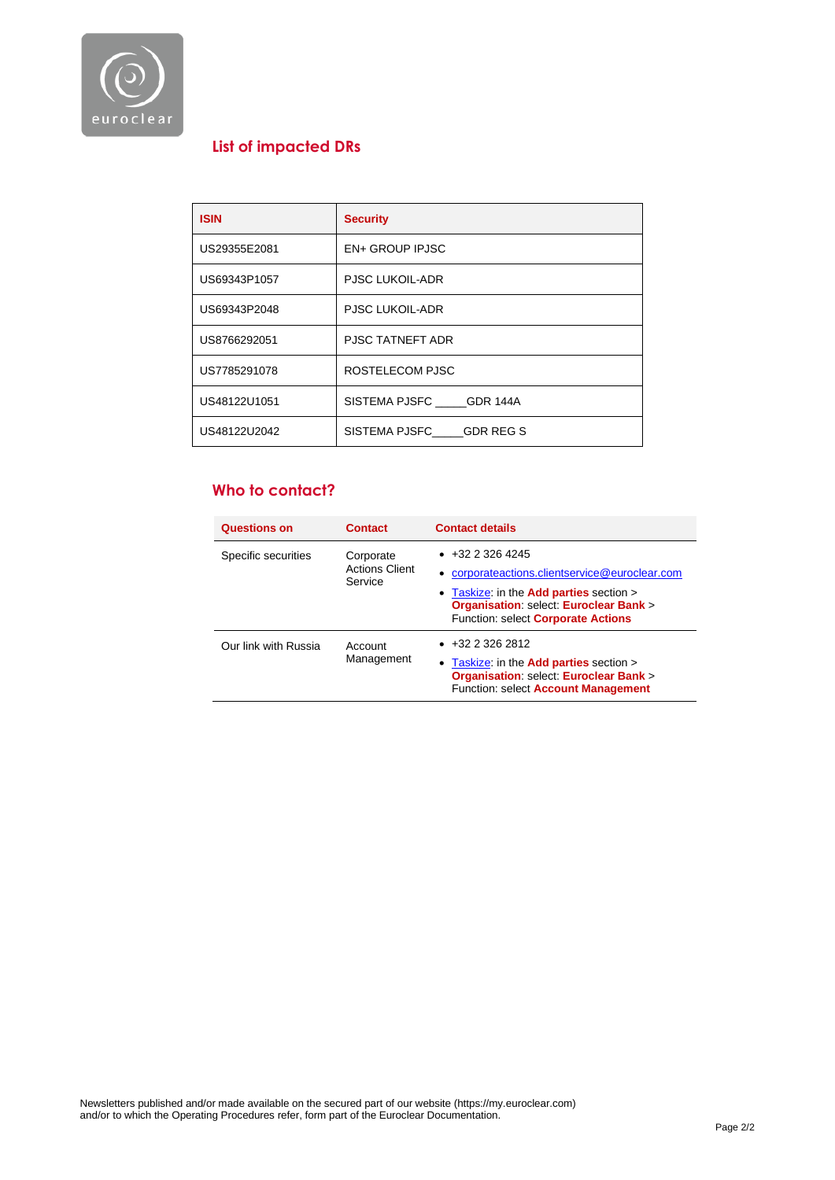## List of impacted DRs

| ISIN | Security |
| --- | --- |
| US29355E2081 | EN+ GROUP IPJSC |
| US69343P1057 | PJSC LUKOIL-ADR |
| US69343P2048 | PJSC LUKOIL-ADR |
| US8766292051 | PJSC TATNEFT ADR |
| US7785291078 | ROSTELECOM PJSC |
| US48122U1051 | SISTEMA PJSFC _____GDR 144A |
| US48122U2042 | SISTEMA PJSFC_____GDR REG S |

## Who to contact?

| Questions on | Contact | Contact details |
| --- | --- | --- |
| Specific securities | Corporate Actions Client Service | • +32 2 326 4245<br>• corporateactions.clientservice@euroclear.com<br>• Taskize: in the **Add parties** section > **Organisation**: select: **Euroclear Bank** > Function: select **Corporate Actions** |
| Our link with Russia | Account Management | • +32 2 326 2812<br>• Taskize: in the **Add parties** section > **Organisation**: select: **Euroclear Bank** > Function: select **Account Management** |

Newsletters published and/or made available on the secured part of our website (https://my.euroclear.com) and/or to which the Operating Procedures refer, form part of the Euroclear Documentation.